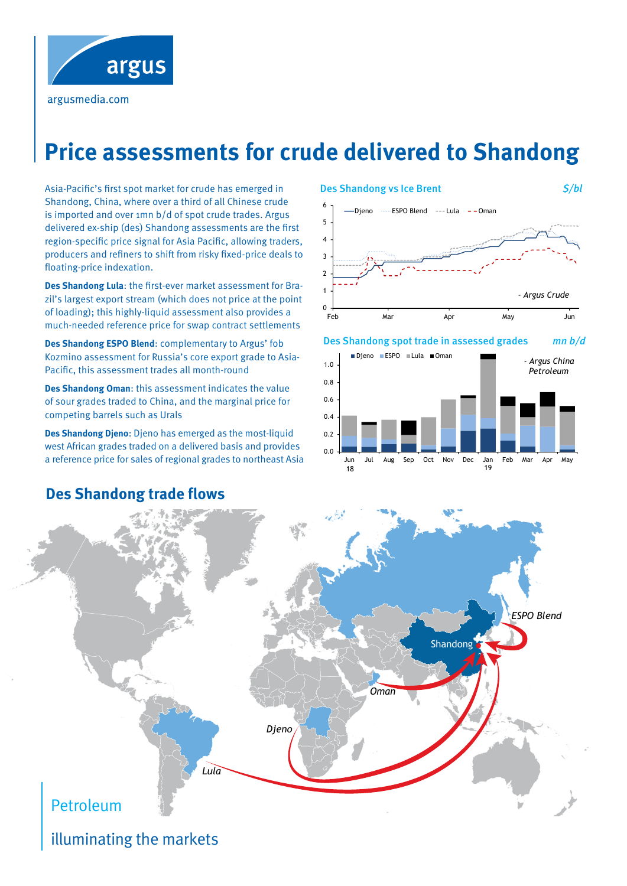argus

argusmedia.com

# Price assessments for crude delivered to Shandong

Asia-Pacific's first spot market for crude has emerged in Shandong, China, where over a third of all Chinese crude is imported and over 1mn b/d of spot crude trades. Argus delivered ex-ship (des) Shandong assessments are the first region-specific price signal for Asia Pacific, allowing traders, producers and refiners to shift from risky fixed-price deals to floating-price indexation.

**Des Shandong Lula**: the first-ever market assessment for Brazil's largest export stream (which does not price at the point of loading); this highly-liquid assessment also provides a much-needed reference price for swap contract settlements

**Des Shandong ESPO Blend**: complementary to Argus' fob Kozmino assessment for Russia's core export grade to Asia-Pacific, this assessment trades all month-round

**Des Shandong Oman**: this assessment indicates the value of sour grades traded to China, and the marginal price for competing barrels such as Urals

**Des Shandong Djeno**: Djeno has emerged as the most-liquid west African grades traded on a delivered basis and provides a reference price for sales of regional grades to northeast Asia

Des Shandong vs Ice Brent — $/bl

Legend: Djeno, ESPO Blend, Lula, Oman

- Argus Crude

Des Shandong spot trade in assessed grades — mn b/d

Legend: Djeno, ESPO, Lula, Oman

- Argus China Petroleum

## Des Shandong trade flows

Shandong, ESPO Blend, Oman, Djeno, Lula

Petroleum

illuminating the markets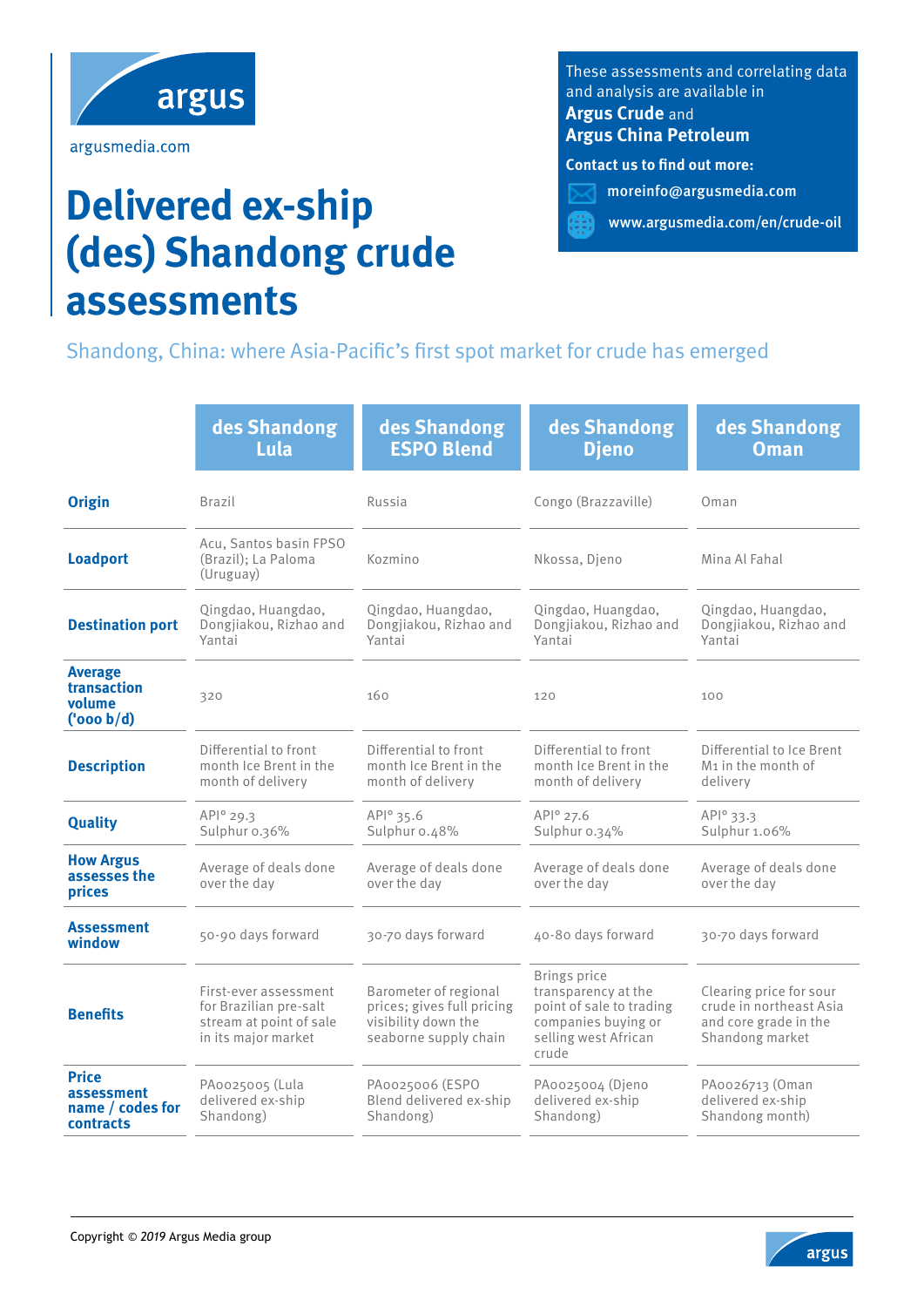argus

argusmedia.com

# Delivered ex-ship (des) Shandong crude assessments

These assessments and correlating data and analysis are available in **Argus Crude** and **Argus China Petroleum**

**Contact us to find out more:**

moreinfo@argusmedia.com

www.argusmedia.com/en/crude-oil

## Shandong, China: where Asia-Pacific's first spot market for crude has emerged

| | des Shandong Lula | des Shandong ESPO Blend | des Shandong Djeno | des Shandong Oman |
|---|---|---|---|---|
| **Origin** | Brazil | Russia | Congo (Brazzaville) | Oman |
| **Loadport** | Acu, Santos basin FPSO (Brazil); La Paloma (Uruguay) | Kozmino | Nkossa, Djeno | Mina Al Fahal |
| **Destination port** | Qingdao, Huangdao, Dongjiakou, Rizhao and Yantai | Qingdao, Huangdao, Dongjiakou, Rizhao and Yantai | Qingdao, Huangdao, Dongjiakou, Rizhao and Yantai | Qingdao, Huangdao, Dongjiakou, Rizhao and Yantai |
| **Average transaction volume ('000 b/d)** | 320 | 160 | 120 | 100 |
| **Description** | Differential to front month Ice Brent in the month of delivery | Differential to front month Ice Brent in the month of delivery | Differential to front month Ice Brent in the month of delivery | Differential to Ice Brent M1 in the month of delivery |
| **Quality** | API° 29.3 Sulphur 0.36% | API° 35.6 Sulphur 0.48% | API° 27.6 Sulphur 0.34% | API° 33.3 Sulphur 1.06% |
| **How Argus assesses the prices** | Average of deals done over the day | Average of deals done over the day | Average of deals done over the day | Average of deals done over the day |
| **Assessment window** | 50-90 days forward | 30-70 days forward | 40-80 days forward | 30-70 days forward |
| **Benefits** | First-ever assessment for Brazilian pre-salt stream at point of sale in its major market | Barometer of regional prices; gives full pricing visibility down the seaborne supply chain | Brings price transparency at the point of sale to trading companies buying or selling west African crude | Clearing price for sour crude in northeast Asia and core grade in the Shandong market |
| **Price assessment name / codes for contracts** | PA0025005 (Lula delivered ex-ship Shandong) | PA0025006 (ESPO Blend delivered ex-ship Shandong) | PA0025004 (Djeno delivered ex-ship Shandong) | PA0026713 (Oman delivered ex-ship Shandong month) |

Copyright © 2019 Argus Media group